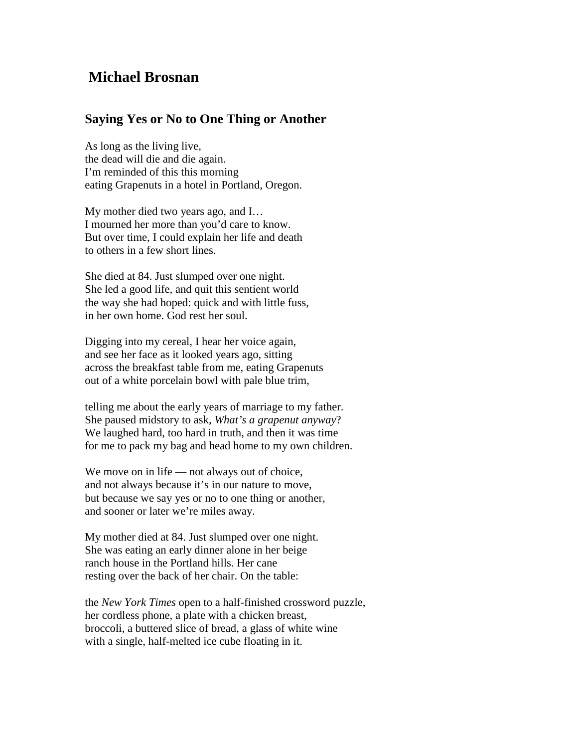# Michael Brosnan

## Saying Yes or No to One Thing or Another

As long as the living live,  
the dead will die and die again.  
I'm reminded of this this morning  
eating Grapenuts in a hotel in Portland, Oregon.

My mother died two years ago, and I…  
I mourned her more than you'd care to know.  
But over time, I could explain her life and death  
to others in a few short lines.

She died at 84. Just slumped over one night.  
She led a good life, and quit this sentient world  
the way she had hoped: quick and with little fuss,  
in her own home. God rest her soul.

Digging into my cereal, I hear her voice again,  
and see her face as it looked years ago, sitting  
across the breakfast table from me, eating Grapenuts  
out of a white porcelain bowl with pale blue trim,

telling me about the early years of marriage to my father.  
She paused midstory to ask, *What's a grapenut anyway*?  
We laughed hard, too hard in truth, and then it was time  
for me to pack my bag and head home to my own children.

We move on in life — not always out of choice,  
and not always because it's in our nature to move,  
but because we say yes or no to one thing or another,  
and sooner or later we're miles away.

My mother died at 84. Just slumped over one night.  
She was eating an early dinner alone in her beige  
ranch house in the Portland hills. Her cane  
resting over the back of her chair. On the table:

the *New York Times* open to a half-finished crossword puzzle,  
her cordless phone, a plate with a chicken breast,  
broccoli, a buttered slice of bread, a glass of white wine  
with a single, half-melted ice cube floating in it.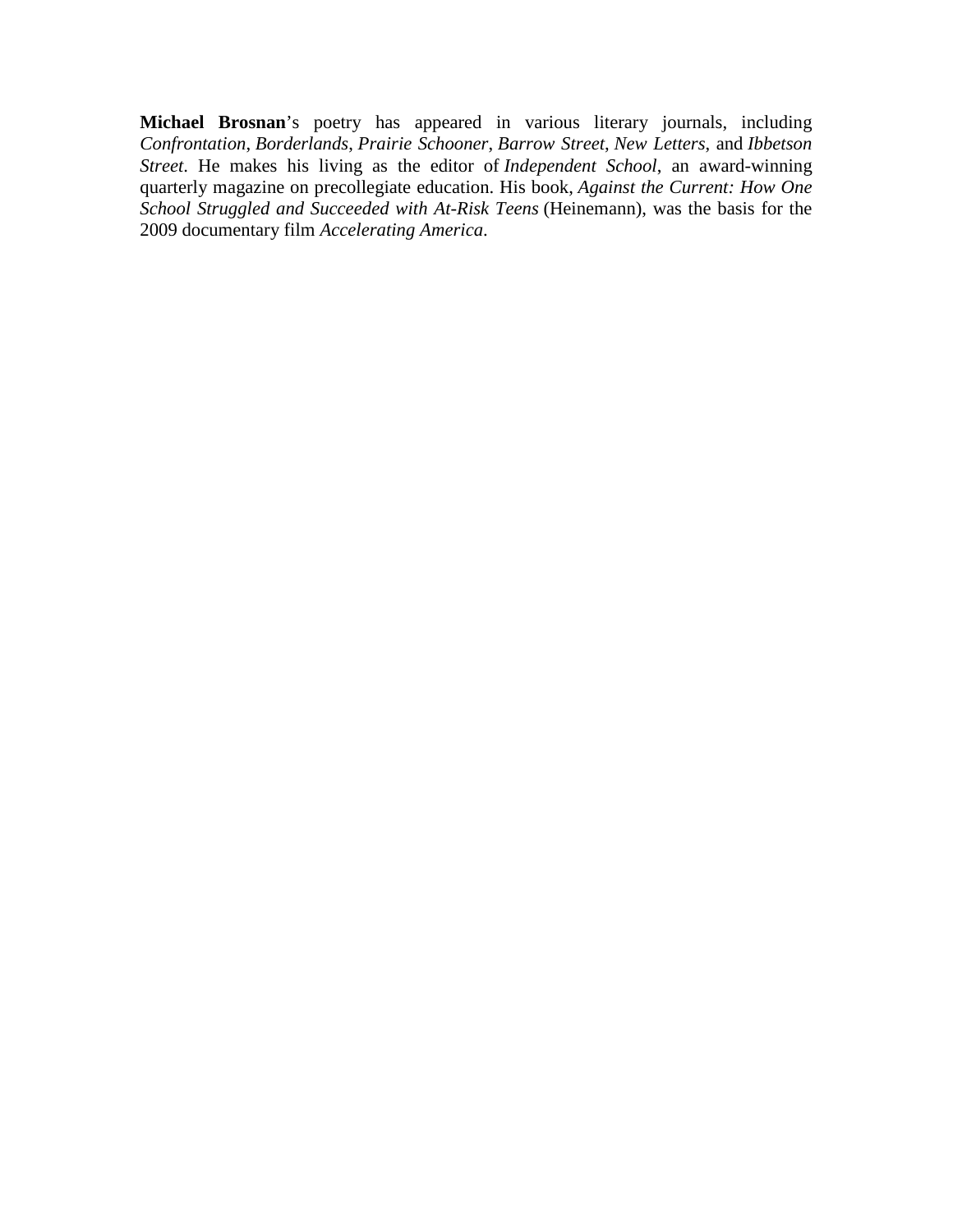**Michael Brosnan**'s poetry has appeared in various literary journals, including *Confrontation*, *Borderlands*, *Prairie Schooner*, *Barrow Street*, *New Letters*, and *Ibbetson Street*. He makes his living as the editor of *Independent School*, an award-winning quarterly magazine on precollegiate education. His book, *Against the Current: How One School Struggled and Succeeded with At-Risk Teens* (Heinemann), was the basis for the 2009 documentary film *Accelerating America*.